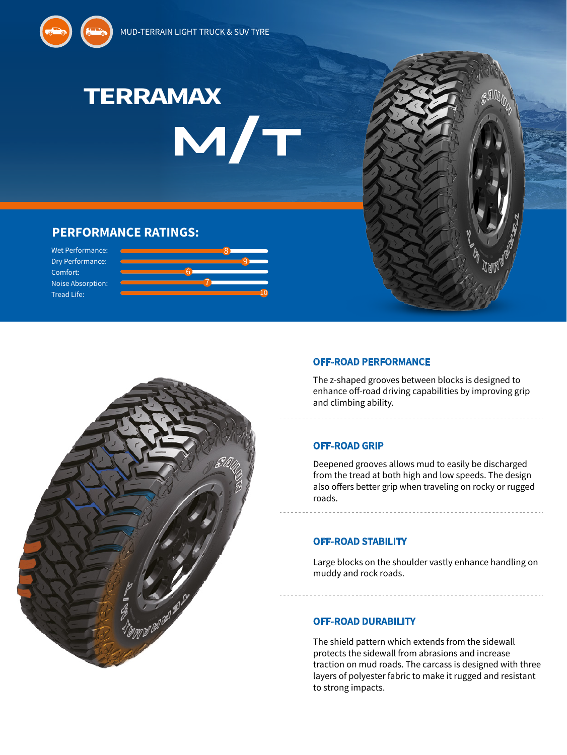MUD-TERRAIN LIGHT TRUCK & SUV TYRE

# TERRAMAX M/T

## PERFORMANCE RATINGS:

| Rating | Score |
|---|---|
| Wet Performance: | 8 |
| Dry Performance: | 9 |
| Comfort: | 6 |
| Noise Absorption: | 7 |
| Tread Life: | 10 |

### OFF-ROAD PERFORMANCE

The z-shaped grooves between blocks is designed to enhance off-road driving capabilities by improving grip and climbing ability.

### OFF-ROAD GRIP

Deepened grooves allows mud to easily be discharged from the tread at both high and low speeds. The design also offers better grip when traveling on rocky or rugged roads.

### OFF-ROAD STABILITY

Large blocks on the shoulder vastly enhance handling on muddy and rock roads.

### OFF-ROAD DURABILITY

The shield pattern which extends from the sidewall protects the sidewall from abrasions and increase traction on mud roads. The carcass is designed with three layers of polyester fabric to make it rugged and resistant to strong impacts.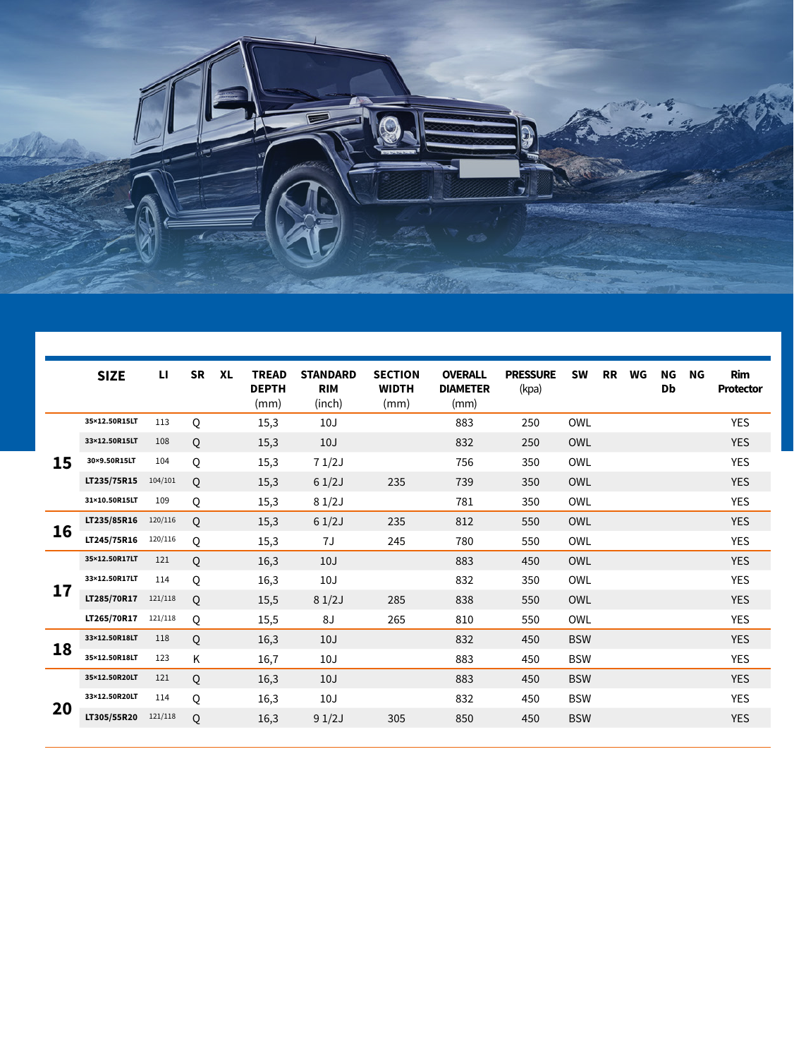| | SIZE | LI | SR | XL | TREAD DEPTH (mm) | STANDARD RIM (inch) | SECTION WIDTH (mm) | OVERALL DIAMETER (mm) | PRESSURE (kpa) | SW | RR | WG | NG Db | NG | Rim Protector |
|---|---|---|---|---|---|---|---|---|---|---|---|---|---|---|---|
| 15 | 35×12.50R15LT | 113 | Q | | 15,3 | 10J | | 883 | 250 | OWL | | | | | YES |
| | 33×12.50R15LT | 108 | Q | | 15,3 | 10J | | 832 | 250 | OWL | | | | | YES |
| | 30×9.50R15LT | 104 | Q | | 15,3 | 7 1/2J | | 756 | 350 | OWL | | | | | YES |
| | LT235/75R15 | 104/101 | Q | | 15,3 | 6 1/2J | 235 | 739 | 350 | OWL | | | | | YES |
| | 31×10.50R15LT | 109 | Q | | 15,3 | 8 1/2J | | 781 | 350 | OWL | | | | | YES |
| 16 | LT235/85R16 | 120/116 | Q | | 15,3 | 6 1/2J | 235 | 812 | 550 | OWL | | | | | YES |
| | LT245/75R16 | 120/116 | Q | | 15,3 | 7J | 245 | 780 | 550 | OWL | | | | | YES |
| 17 | 35×12.50R17LT | 121 | Q | | 16,3 | 10J | | 883 | 450 | OWL | | | | | YES |
| | 33×12.50R17LT | 114 | Q | | 16,3 | 10J | | 832 | 350 | OWL | | | | | YES |
| | LT285/70R17 | 121/118 | Q | | 15,5 | 8 1/2J | 285 | 838 | 550 | OWL | | | | | YES |
| | LT265/70R17 | 121/118 | Q | | 15,5 | 8J | 265 | 810 | 550 | OWL | | | | | YES |
| 18 | 33×12.50R18LT | 118 | Q | | 16,3 | 10J | | 832 | 450 | BSW | | | | | YES |
| | 35×12.50R18LT | 123 | K | | 16,7 | 10J | | 883 | 450 | BSW | | | | | YES |
| 20 | 35×12.50R20LT | 121 | Q | | 16,3 | 10J | | 883 | 450 | BSW | | | | | YES |
| | 33×12.50R20LT | 114 | Q | | 16,3 | 10J | | 832 | 450 | BSW | | | | | YES |
| | LT305/55R20 | 121/118 | Q | | 16,3 | 9 1/2J | 305 | 850 | 450 | BSW | | | | | YES |